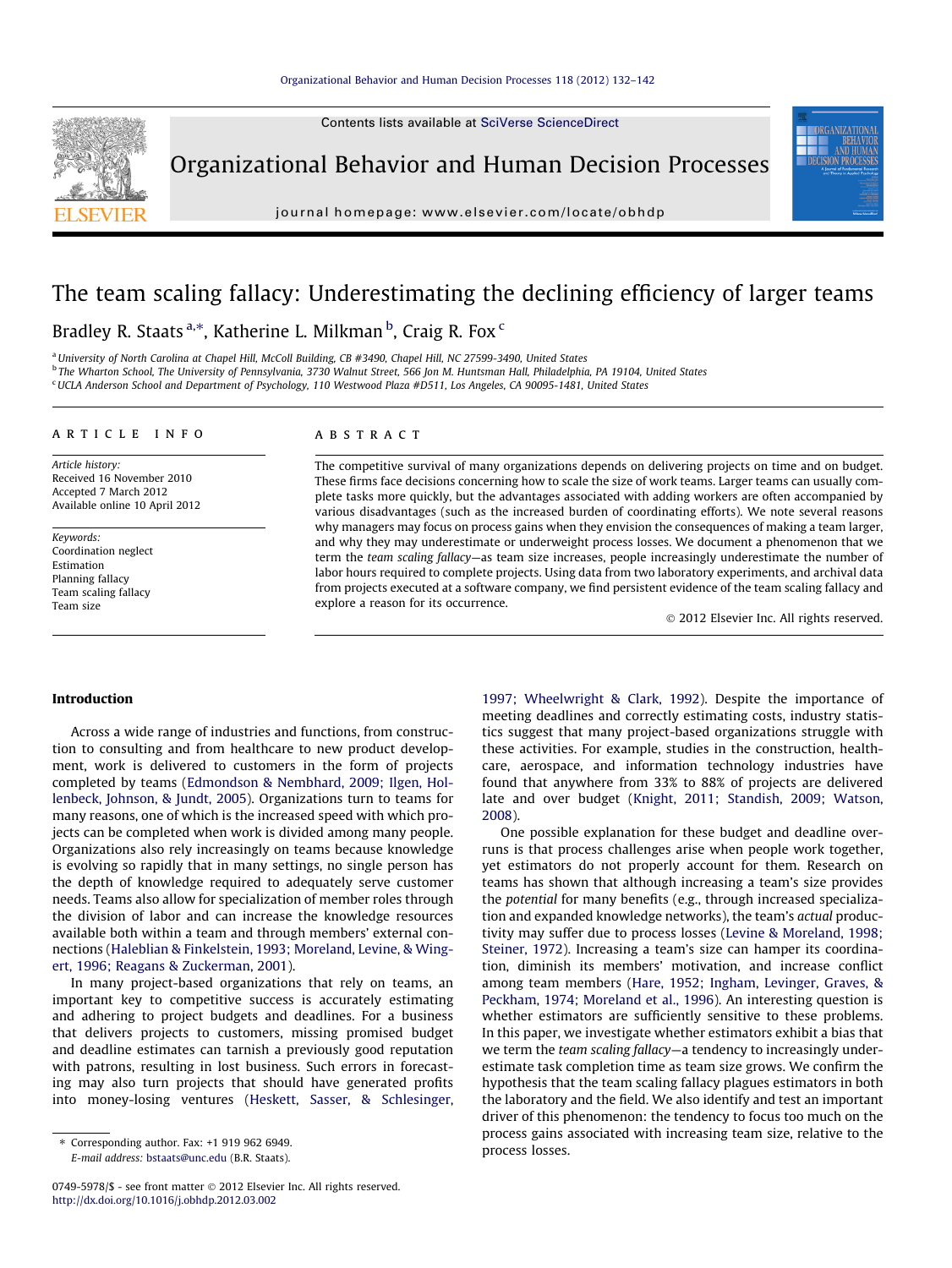Contents lists available at SciVerse ScienceDirect

# Organizational Behavior and Human Decision Processes

journal homepage: www.elsevier.com/locate/obhdp

# The team scaling fallacy: Underestimating the declining efficiency of larger teams

Bradley R. Staats [a,*], Katherine L. Milkman [b], Craig R. Fox [c]

[a] University of North Carolina at Chapel Hill, McColl Building, CB #3490, Chapel Hill, NC 27599-3490, United States
[b] The Wharton School, The University of Pennsylvania, 3730 Walnut Street, 566 Jon M. Huntsman Hall, Philadelphia, PA 19104, United States
[c] UCLA Anderson School and Department of Psychology, 110 Westwood Plaza #D511, Los Angeles, CA 90095-1481, United States

**ARTICLE INFO**

*Article history:*
Received 16 November 2010
Accepted 7 March 2012
Available online 10 April 2012

*Keywords:*
Coordination neglect
Estimation
Planning fallacy
Team scaling fallacy
Team size

**ABSTRACT**

The competitive survival of many organizations depends on delivering projects on time and on budget. These firms face decisions concerning how to scale the size of work teams. Larger teams can usually complete tasks more quickly, but the advantages associated with adding workers are often accompanied by various disadvantages (such as the increased burden of coordinating efforts). We note several reasons why managers may focus on process gains when they envision the consequences of making a team larger, and why they may underestimate or underweight process losses. We document a phenomenon that we term the *team scaling fallacy*—as team size increases, people increasingly underestimate the number of labor hours required to complete projects. Using data from two laboratory experiments, and archival data from projects executed at a software company, we find persistent evidence of the team scaling fallacy and explore a reason for its occurrence.

© 2012 Elsevier Inc. All rights reserved.

## Introduction

Across a wide range of industries and functions, from construction to consulting and from healthcare to new product development, work is delivered to customers in the form of projects completed by teams (Edmondson & Nembhard, 2009; Ilgen, Hollenbeck, Johnson, & Jundt, 2005). Organizations turn to teams for many reasons, one of which is the increased speed with which projects can be completed when work is divided among many people. Organizations also rely increasingly on teams because knowledge is evolving so rapidly that in many settings, no single person has the depth of knowledge required to adequately serve customer needs. Teams also allow for specialization of member roles through the division of labor and can increase the knowledge resources available both within a team and through members' external connections (Haleblian & Finkelstein, 1993; Moreland, Levine, & Wingert, 1996; Reagans & Zuckerman, 2001).

In many project-based organizations that rely on teams, an important key to competitive success is accurately estimating and adhering to project budgets and deadlines. For a business that delivers projects to customers, missing promised budget and deadline estimates can tarnish a previously good reputation with patrons, resulting in lost business. Such errors in forecasting may also turn projects that should have generated profits into money-losing ventures (Heskett, Sasser, & Schlesinger, 1997; Wheelwright & Clark, 1992). Despite the importance of meeting deadlines and correctly estimating costs, industry statistics suggest that many project-based organizations struggle with these activities. For example, studies in the construction, healthcare, aerospace, and information technology industries have found that anywhere from 33% to 88% of projects are delivered late and over budget (Knight, 2011; Standish, 2009; Watson, 2008).

One possible explanation for these budget and deadline overruns is that process challenges arise when people work together, yet estimators do not properly account for them. Research on teams has shown that although increasing a team's size provides the *potential* for many benefits (e.g., through increased specialization and expanded knowledge networks), the team's *actual* productivity may suffer due to process losses (Levine & Moreland, 1998; Steiner, 1972). Increasing a team's size can hamper its coordination, diminish its members' motivation, and increase conflict among team members (Hare, 1952; Ingham, Levinger, Graves, & Peckham, 1974; Moreland et al., 1996). An interesting question is whether estimators are sufficiently sensitive to these problems. In this paper, we investigate whether estimators exhibit a bias that we term the *team scaling fallacy*—a tendency to increasingly underestimate task completion time as team size grows. We confirm the hypothesis that the team scaling fallacy plagues estimators in both the laboratory and the field. We also identify and test an important driver of this phenomenon: the tendency to focus too much on the process gains associated with increasing team size, relative to the process losses.

* Corresponding author. Fax: +1 919 962 6949.
E-mail address: bstaats@unc.edu (B.R. Staats).

0749-5978/$ - see front matter © 2012 Elsevier Inc. All rights reserved.
http://dx.doi.org/10.1016/j.obhdp.2012.03.002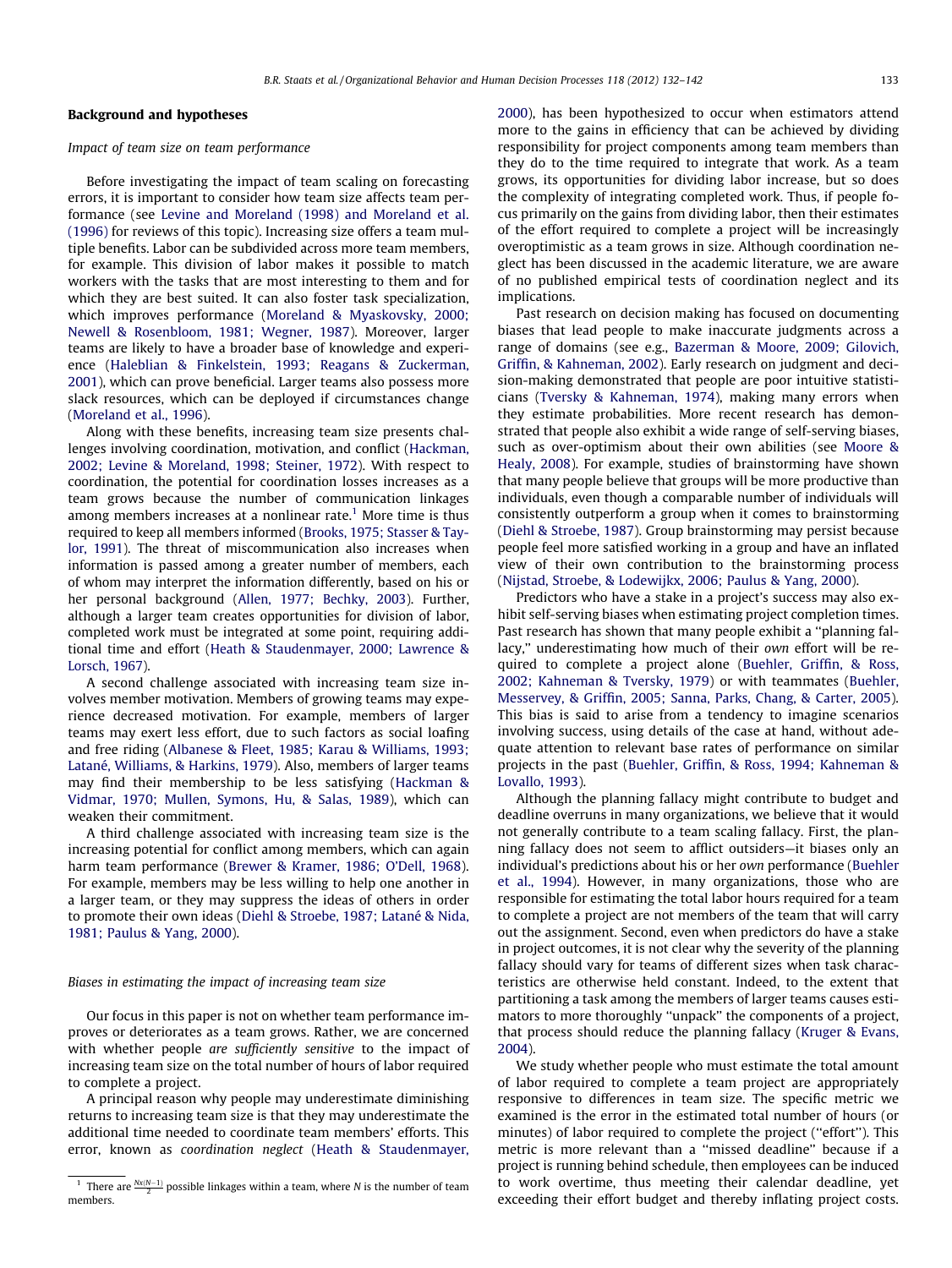## Background and hypotheses

### Impact of team size on team performance

Before investigating the impact of team scaling on forecasting errors, it is important to consider how team size affects team performance (see Levine and Moreland (1998) and Moreland et al. (1996) for reviews of this topic). Increasing size offers a team multiple benefits. Labor can be subdivided across more team members, for example. This division of labor makes it possible to match workers with the tasks that are most interesting to them and for which they are best suited. It can also foster task specialization, which improves performance (Moreland & Myaskovsky, 2000; Newell & Rosenbloom, 1981; Wegner, 1987). Moreover, larger teams are likely to have a broader base of knowledge and experience (Haleblian & Finkelstein, 1993; Reagans & Zuckerman, 2001), which can prove beneficial. Larger teams also possess more slack resources, which can be deployed if circumstances change (Moreland et al., 1996).

Along with these benefits, increasing team size presents challenges involving coordination, motivation, and conflict (Hackman, 2002; Levine & Moreland, 1998; Steiner, 1972). With respect to coordination, the potential for coordination losses increases as a team grows because the number of communication linkages among members increases at a nonlinear rate.[1] More time is thus required to keep all members informed (Brooks, 1975; Stasser & Taylor, 1991). The threat of miscommunication also increases when information is passed among a greater number of members, each of whom may interpret the information differently, based on his or her personal background (Allen, 1977; Bechky, 2003). Further, although a larger team creates opportunities for division of labor, completed work must be integrated at some point, requiring additional time and effort (Heath & Staudenmayer, 2000; Lawrence & Lorsch, 1967).

A second challenge associated with increasing team size involves member motivation. Members of growing teams may experience decreased motivation. For example, members of larger teams may exert less effort, due to such factors as social loafing and free riding (Albanese & Fleet, 1985; Karau & Williams, 1993; Latané, Williams, & Harkins, 1979). Also, members of larger teams may find their membership to be less satisfying (Hackman & Vidmar, 1970; Mullen, Symons, Hu, & Salas, 1989), which can weaken their commitment.

A third challenge associated with increasing team size is the increasing potential for conflict among members, which can again harm team performance (Brewer & Kramer, 1986; O'Dell, 1968). For example, members may be less willing to help one another in a larger team, or they may suppress the ideas of others in order to promote their own ideas (Diehl & Stroebe, 1987; Latané & Nida, 1981; Paulus & Yang, 2000).

### Biases in estimating the impact of increasing team size

Our focus in this paper is not on whether team performance improves or deteriorates as a team grows. Rather, we are concerned with whether people *are sufficiently sensitive* to the impact of increasing team size on the total number of hours of labor required to complete a project.

A principal reason why people may underestimate diminishing returns to increasing team size is that they may underestimate the additional time needed to coordinate team members' efforts. This error, known as *coordination neglect* (Heath & Staudenmayer, 2000), has been hypothesized to occur when estimators attend more to the gains in efficiency that can be achieved by dividing responsibility for project components among team members than they do to the time required to integrate that work. As a team grows, its opportunities for dividing labor increase, but so does the complexity of integrating completed work. Thus, if people focus primarily on the gains from dividing labor, then their estimates of the effort required to complete a project will be increasingly overoptimistic as a team grows in size. Although coordination neglect has been discussed in the academic literature, we are aware of no published empirical tests of coordination neglect and its implications.

Past research on decision making has focused on documenting biases that lead people to make inaccurate judgments across a range of domains (see e.g., Bazerman & Moore, 2009; Gilovich, Griffin, & Kahneman, 2002). Early research on judgment and decision-making demonstrated that people are poor intuitive statisticians (Tversky & Kahneman, 1974), making many errors when they estimate probabilities. More recent research has demonstrated that people also exhibit a wide range of self-serving biases, such as over-optimism about their own abilities (see Moore & Healy, 2008). For example, studies of brainstorming have shown that many people believe that groups will be more productive than individuals, even though a comparable number of individuals will consistently outperform a group when it comes to brainstorming (Diehl & Stroebe, 1987). Group brainstorming may persist because people feel more satisfied working in a group and have an inflated view of their own contribution to the brainstorming process (Nijstad, Stroebe, & Lodewijkx, 2006; Paulus & Yang, 2000).

Predictors who have a stake in a project's success may also exhibit self-serving biases when estimating project completion times. Past research has shown that many people exhibit a "planning fallacy," underestimating how much of their *own* effort will be required to complete a project alone (Buehler, Griffin, & Ross, 2002; Kahneman & Tversky, 1979) or with teammates (Buehler, Messervey, & Griffin, 2005; Sanna, Parks, Chang, & Carter, 2005). This bias is said to arise from a tendency to imagine scenarios involving success, using details of the case at hand, without adequate attention to relevant base rates of performance on similar projects in the past (Buehler, Griffin, & Ross, 1994; Kahneman & Lovallo, 1993).

Although the planning fallacy might contribute to budget and deadline overruns in many organizations, we believe that it would not generally contribute to a team scaling fallacy. First, the planning fallacy does not seem to afflict outsiders—it biases only an individual's predictions about his or her *own* performance (Buehler et al., 1994). However, in many organizations, those who are responsible for estimating the total labor hours required for a team to complete a project are not members of the team that will carry out the assignment. Second, even when predictors do have a stake in project outcomes, it is not clear why the severity of the planning fallacy should vary for teams of different sizes when task characteristics are otherwise held constant. Indeed, to the extent that partitioning a task among the members of larger teams causes estimators to more thoroughly "unpack" the components of a project, that process should reduce the planning fallacy (Kruger & Evans, 2004).

We study whether people who must estimate the total amount of labor required to complete a team project are appropriately responsive to differences in team size. The specific metric we examined is the error in the estimated total number of hours (or minutes) of labor required to complete the project ("effort"). This metric is more relevant than a "missed deadline" because if a project is running behind schedule, then employees can be induced to work overtime, thus meeting their calendar deadline, yet exceeding their effort budget and thereby inflating project costs.

---

[1] There are $\frac{N \times (N-1)}{2}$ possible linkages within a team, where $N$ is the number of team members.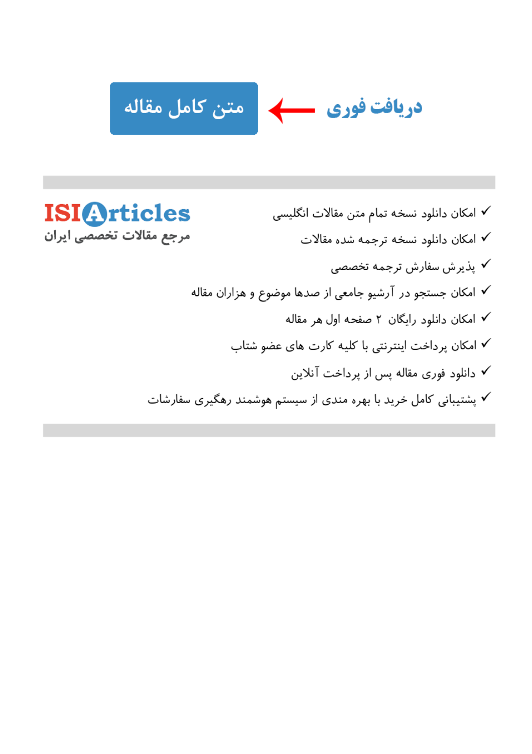دریافت فوری ← متن کامل مقاله

**ISIArticles**
مرجع مقالات تخصصی ایران

- ✓ امکان دانلود نسخه تمام متن مقالات انگلیسی
- ✓ امکان دانلود نسخه ترجمه شده مقالات
- ✓ پذیرش سفارش ترجمه تخصصی
- ✓ امکان جستجو در آرشیو جامعی از صدها موضوع و هزاران مقاله
- ✓ امکان دانلود رایگان ۲ صفحه اول هر مقاله
- ✓ امکان پرداخت اینترنتی با کلیه کارت های عضو شتاب
- ✓ دانلود فوری مقاله پس از پرداخت آنلاین
- ✓ پشتیبانی کامل خرید با بهره مندی از سیستم هوشمند رهگیری سفارشات